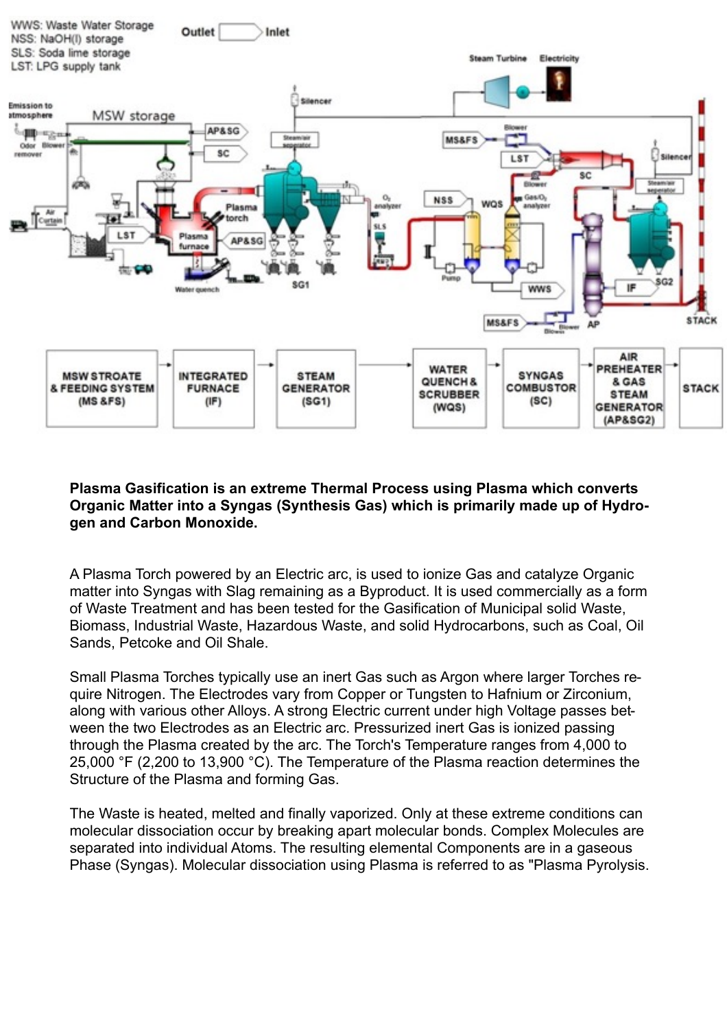**Plasma Gasification is an extreme Thermal Process using Plasma which converts Organic Matter into a Syngas (Synthesis Gas) which is primarily made up of Hydrogen and Carbon Monoxide.**

A Plasma Torch powered by an Electric arc, is used to ionize Gas and catalyze Organic matter into Syngas with Slag remaining as a Byproduct. It is used commercially as a form of Waste Treatment and has been tested for the Gasification of Municipal solid Waste, Biomass, Industrial Waste, Hazardous Waste, and solid Hydrocarbons, such as Coal, Oil Sands, Petcoke and Oil Shale.

Small Plasma Torches typically use an inert Gas such as Argon where larger Torches require Nitrogen. The Electrodes vary from Copper or Tungsten to Hafnium or Zirconium, along with various other Alloys. A strong Electric current under high Voltage passes between the two Electrodes as an Electric arc. Pressurized inert Gas is ionized passing through the Plasma created by the arc. The Torch's Temperature ranges from 4,000 to 25,000 °F (2,200 to 13,900 °C). The Temperature of the Plasma reaction determines the Structure of the Plasma and forming Gas.

The Waste is heated, melted and finally vaporized. Only at these extreme conditions can molecular dissociation occur by breaking apart molecular bonds. Complex Molecules are separated into individual Atoms. The resulting elemental Components are in a gaseous Phase (Syngas). Molecular dissociation using Plasma is referred to as "Plasma Pyrolysis.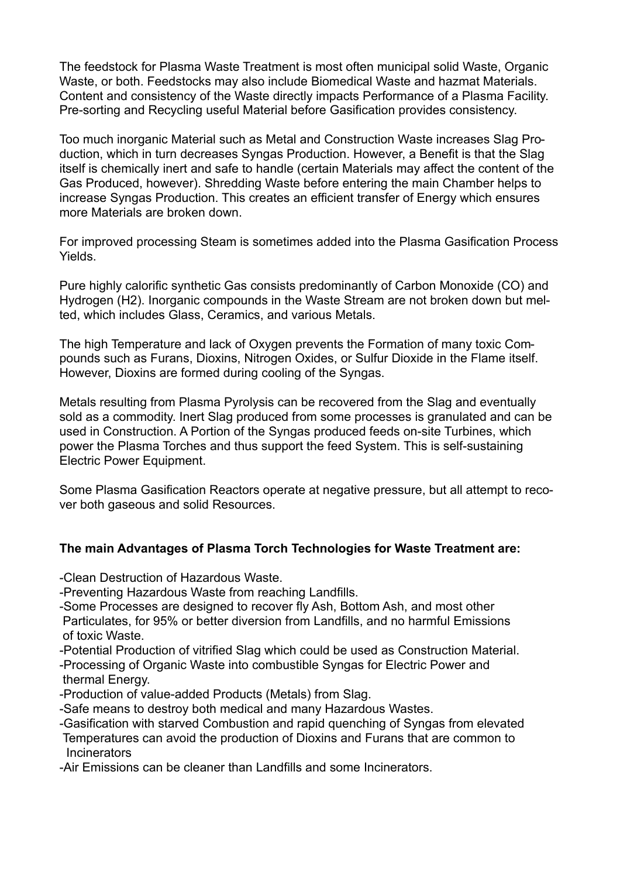The feedstock for Plasma Waste Treatment is most often municipal solid Waste, Organic Waste, or both. Feedstocks may also include Biomedical Waste and hazmat Materials. Content and consistency of the Waste directly impacts Performance of a Plasma Facility. Pre-sorting and Recycling useful Material before Gasification provides consistency.

Too much inorganic Material such as Metal and Construction Waste increases Slag Production, which in turn decreases Syngas Production. However, a Benefit is that the Slag itself is chemically inert and safe to handle (certain Materials may affect the content of the Gas Produced, however). Shredding Waste before entering the main Chamber helps to increase Syngas Production. This creates an efficient transfer of Energy which ensures more Materials are broken down.

For improved processing Steam is sometimes added into the Plasma Gasification Process Yields.

Pure highly calorific synthetic Gas consists predominantly of Carbon Monoxide (CO) and Hydrogen ($H_2$). Inorganic compounds in the Waste Stream are not broken down but melted, which includes Glass, Ceramics, and various Metals.

The high Temperature and lack of Oxygen prevents the Formation of many toxic Compounds such as Furans, Dioxins, Nitrogen Oxides, or Sulfur Dioxide in the Flame itself. However, Dioxins are formed during cooling of the Syngas.

Metals resulting from Plasma Pyrolysis can be recovered from the Slag and eventually sold as a commodity. Inert Slag produced from some processes is granulated and can be used in Construction. A Portion of the Syngas produced feeds on-site Turbines, which power the Plasma Torches and thus support the feed System. This is self-sustaining Electric Power Equipment.

Some Plasma Gasification Reactors operate at negative pressure, but all attempt to recover both gaseous and solid Resources.

**The main Advantages of Plasma Torch Technologies for Waste Treatment are:**

- Clean Destruction of Hazardous Waste.
- Preventing Hazardous Waste from reaching Landfills.
- Some Processes are designed to recover fly Ash, Bottom Ash, and most other Particulates, for 95% or better diversion from Landfills, and no harmful Emissions of toxic Waste.
- Potential Production of vitrified Slag which could be used as Construction Material.
- Processing of Organic Waste into combustible Syngas for Electric Power and thermal Energy.
- Production of value-added Products (Metals) from Slag.
- Safe means to destroy both medical and many Hazardous Wastes.
- Gasification with starved Combustion and rapid quenching of Syngas from elevated Temperatures can avoid the production of Dioxins and Furans that are common to Incinerators
- Air Emissions can be cleaner than Landfills and some Incinerators.